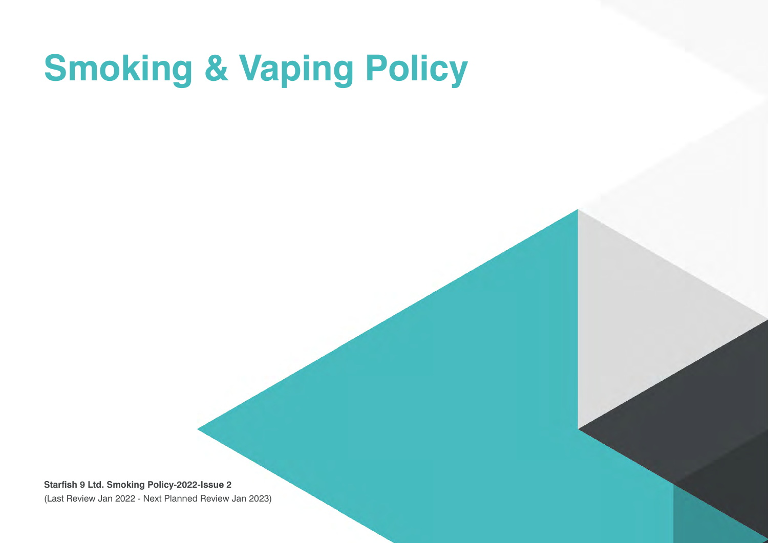# Smoking & Vaping Policy

**Starfish 9 Ltd. Smoking Policy-2022-Issue 2**
(Last Review Jan 2022 - Next Planned Review Jan 2023)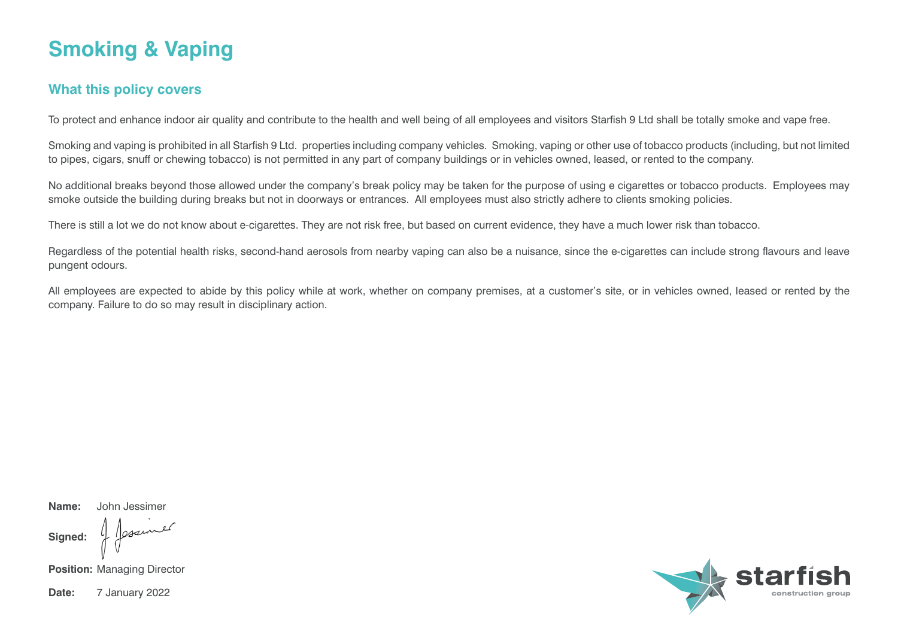# Smoking & Vaping

## What this policy covers

To protect and enhance indoor air quality and contribute to the health and well being of all employees and visitors Starfish 9 Ltd shall be totally smoke and vape free.

Smoking and vaping is prohibited in all Starfish 9 Ltd. properties including company vehicles. Smoking, vaping or other use of tobacco products (including, but not limited to pipes, cigars, snuff or chewing tobacco) is not permitted in any part of company buildings or in vehicles owned, leased, or rented to the company.

No additional breaks beyond those allowed under the company's break policy may be taken for the purpose of using e cigarettes or tobacco products. Employees may smoke outside the building during breaks but not in doorways or entrances. All employees must also strictly adhere to clients smoking policies.

There is still a lot we do not know about e-cigarettes. They are not risk free, but based on current evidence, they have a much lower risk than tobacco.

Regardless of the potential health risks, second-hand aerosols from nearby vaping can also be a nuisance, since the e-cigarettes can include strong flavours and leave pungent odours.

All employees are expected to abide by this policy while at work, whether on company premises, at a customer's site, or in vehicles owned, leased or rented by the company. Failure to do so may result in disciplinary action.

**Name:** John Jessimer

**Signed:** J Jessimer

**Position:** Managing Director

**Date:** 7 January 2022

starfish
construction group